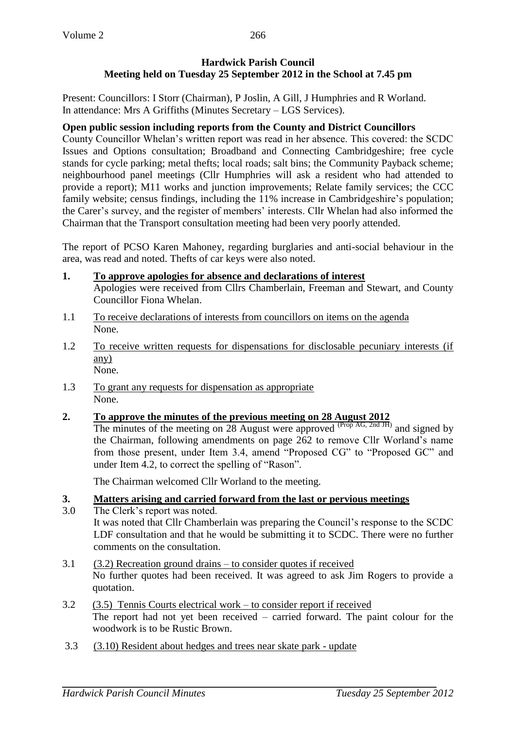## Hardwick Parish Council
## Meeting held on Tuesday 25 September 2012 in the School at 7.45 pm

Present: Councillors: I Storr (Chairman), P Joslin, A Gill, J Humphries and R Worland.
In attendance: Mrs A Griffiths (Minutes Secretary – LGS Services).

**Open public session including reports from the County and District Councillors**

County Councillor Whelan's written report was read in her absence. This covered: the SCDC Issues and Options consultation; Broadband and Connecting Cambridgeshire; free cycle stands for cycle parking; metal thefts; local roads; salt bins; the Community Payback scheme; neighbourhood panel meetings (Cllr Humphries will ask a resident who had attended to provide a report); M11 works and junction improvements; Relate family services; the CCC family website; census findings, including the 11% increase in Cambridgeshire's population; the Carer's survey, and the register of members' interests. Cllr Whelan had also informed the Chairman that the Transport consultation meeting had been very poorly attended.

The report of PCSO Karen Mahoney, regarding burglaries and anti-social behaviour in the area, was read and noted. Thefts of car keys were also noted.

**1. To approve apologies for absence and declarations of interest**

Apologies were received from Cllrs Chamberlain, Freeman and Stewart, and County Councillor Fiona Whelan.

1.1 To receive declarations of interests from councillors on items on the agenda
None.

1.2 To receive written requests for dispensations for disclosable pecuniary interests (if any)
None.

1.3 To grant any requests for dispensation as appropriate
None.

**2. To approve the minutes of the previous meeting on 28 August 2012**

The minutes of the meeting on 28 August were approved (Prop AG, 2nd JH) and signed by the Chairman, following amendments on page 262 to remove Cllr Worland's name from those present, under Item 3.4, amend "Proposed CG" to "Proposed GC" and under Item 4.2, to correct the spelling of "Rason".

The Chairman welcomed Cllr Worland to the meeting.

**3. Matters arising and carried forward from the last or pervious meetings**

3.0 The Clerk's report was noted.
It was noted that Cllr Chamberlain was preparing the Council's response to the SCDC LDF consultation and that he would be submitting it to SCDC. There were no further comments on the consultation.

3.1 (3.2) Recreation ground drains – to consider quotes if received
No further quotes had been received. It was agreed to ask Jim Rogers to provide a quotation.

3.2 (3.5) Tennis Courts electrical work – to consider report if received
The report had not yet been received – carried forward. The paint colour for the woodwork is to be Rustic Brown.

3.3 (3.10) Resident about hedges and trees near skate park - update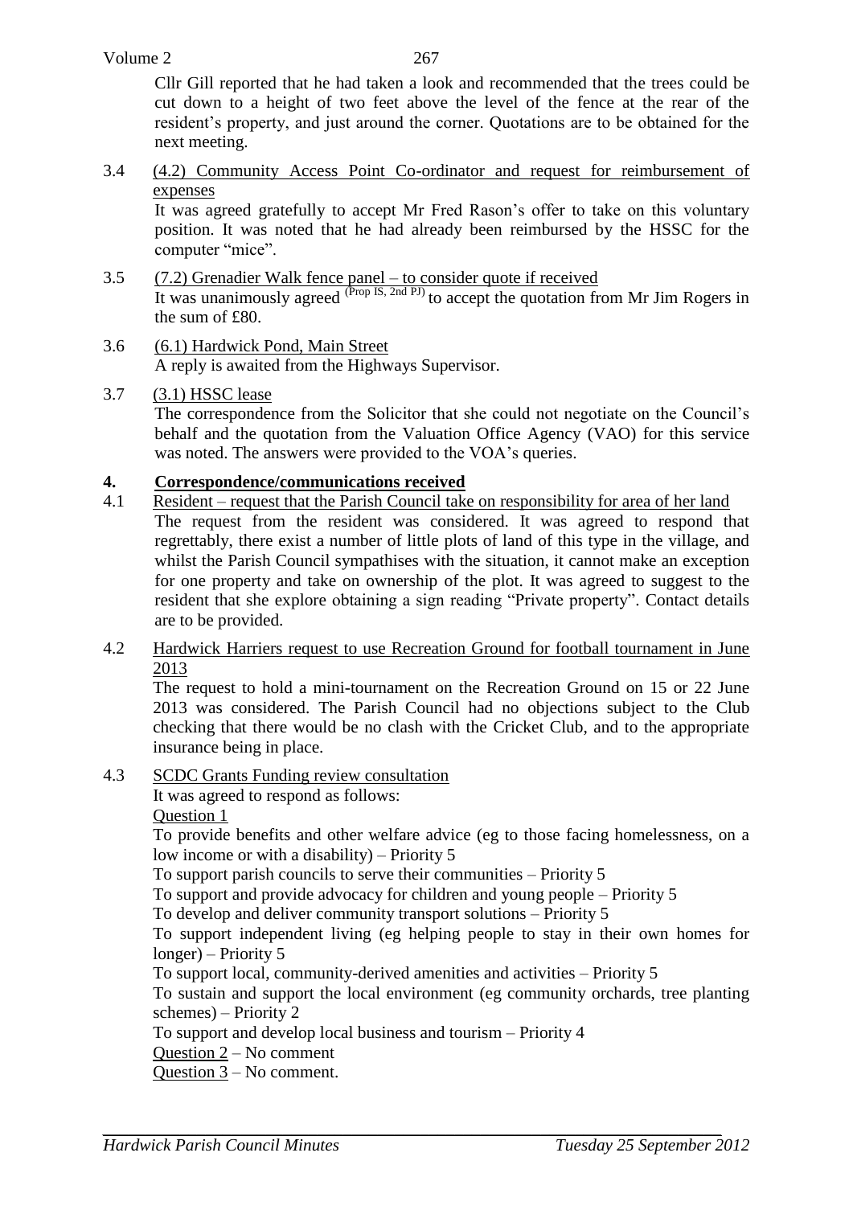Cllr Gill reported that he had taken a look and recommended that the trees could be cut down to a height of two feet above the level of the fence at the rear of the resident's property, and just around the corner. Quotations are to be obtained for the next meeting.

3.4 (4.2) Community Access Point Co-ordinator and request for reimbursement of expenses

It was agreed gratefully to accept Mr Fred Rason's offer to take on this voluntary position. It was noted that he had already been reimbursed by the HSSC for the computer "mice".

3.5 (7.2) Grenadier Walk fence panel – to consider quote if received

It was unanimously agreed (Prop IS, 2nd PJ) to accept the quotation from Mr Jim Rogers in the sum of £80.

3.6 (6.1) Hardwick Pond, Main Street

A reply is awaited from the Highways Supervisor.

3.7 (3.1) HSSC lease

The correspondence from the Solicitor that she could not negotiate on the Council's behalf and the quotation from the Valuation Office Agency (VAO) for this service was noted. The answers were provided to the VOA's queries.

## 4. Correspondence/communications received

4.1 Resident – request that the Parish Council take on responsibility for area of her land

The request from the resident was considered. It was agreed to respond that regrettably, there exist a number of little plots of land of this type in the village, and whilst the Parish Council sympathises with the situation, it cannot make an exception for one property and take on ownership of the plot. It was agreed to suggest to the resident that she explore obtaining a sign reading "Private property". Contact details are to be provided.

4.2 Hardwick Harriers request to use Recreation Ground for football tournament in June 2013

The request to hold a mini-tournament on the Recreation Ground on 15 or 22 June 2013 was considered. The Parish Council had no objections subject to the Club checking that there would be no clash with the Cricket Club, and to the appropriate insurance being in place.

4.3 SCDC Grants Funding review consultation

It was agreed to respond as follows:

Question 1

To provide benefits and other welfare advice (eg to those facing homelessness, on a low income or with a disability) – Priority 5

To support parish councils to serve their communities – Priority 5

To support and provide advocacy for children and young people – Priority 5

To develop and deliver community transport solutions – Priority 5

To support independent living (eg helping people to stay in their own homes for longer) – Priority 5

To support local, community-derived amenities and activities – Priority 5

To sustain and support the local environment (eg community orchards, tree planting schemes) – Priority 2

To support and develop local business and tourism – Priority 4

Question 2 – No comment

Question 3 – No comment.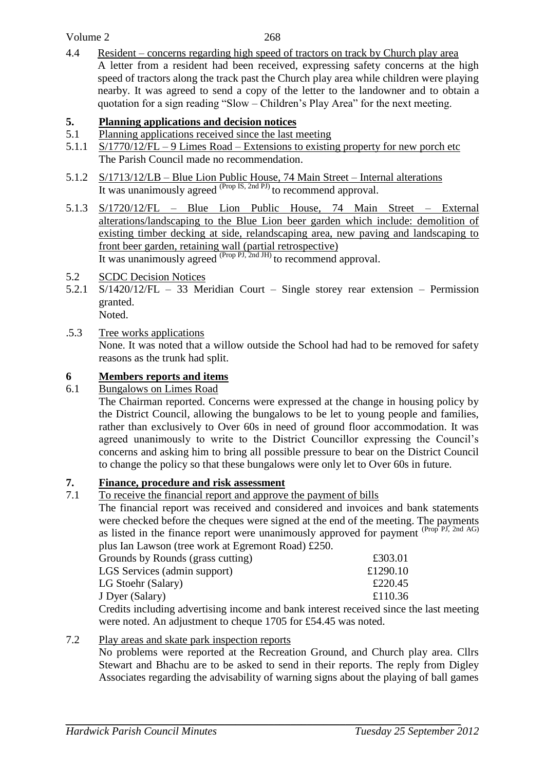4.4 Resident – concerns regarding high speed of tractors on track by Church play area

A letter from a resident had been received, expressing safety concerns at the high speed of tractors along the track past the Church play area while children were playing nearby. It was agreed to send a copy of the letter to the landowner and to obtain a quotation for a sign reading "Slow – Children's Play Area" for the next meeting.

## 5. Planning applications and decision notices

5.1 Planning applications received since the last meeting

5.1.1 S/1770/12/FL – 9 Limes Road – Extensions to existing property for new porch etc

The Parish Council made no recommendation.

5.1.2 S/1713/12/LB – Blue Lion Public House, 74 Main Street – Internal alterations

It was unanimously agreed (Prop IS, 2nd PJ) to recommend approval.

5.1.3 S/1720/12/FL – Blue Lion Public House, 74 Main Street – External alterations/landscaping to the Blue Lion beer garden which include: demolition of existing timber decking at side, relandscaping area, new paving and landscaping to front beer garden, retaining wall (partial retrospective)

It was unanimously agreed (Prop PJ, 2nd JH) to recommend approval.

5.2 SCDC Decision Notices

5.2.1 S/1420/12/FL – 33 Meridian Court – Single storey rear extension – Permission granted.

Noted.

.5.3 Tree works applications

None. It was noted that a willow outside the School had had to be removed for safety reasons as the trunk had split.

## 6 Members reports and items

6.1 Bungalows on Limes Road

The Chairman reported. Concerns were expressed at the change in housing policy by the District Council, allowing the bungalows to be let to young people and families, rather than exclusively to Over 60s in need of ground floor accommodation. It was agreed unanimously to write to the District Councillor expressing the Council's concerns and asking him to bring all possible pressure to bear on the District Council to change the policy so that these bungalows were only let to Over 60s in future.

## 7. Finance, procedure and risk assessment

7.1 To receive the financial report and approve the payment of bills

The financial report was received and considered and invoices and bank statements were checked before the cheques were signed at the end of the meeting. The payments as listed in the finance report were unanimously approved for payment (Prop PJ, 2nd AG) plus Ian Lawson (tree work at Egremont Road) £250.

| | |
|---|---|
| Grounds by Rounds (grass cutting) | £303.01 |
| LGS Services (admin support) | £1290.10 |
| LG Stoehr (Salary) | £220.45 |
| J Dyer (Salary) | £110.36 |

Credits including advertising income and bank interest received since the last meeting were noted. An adjustment to cheque 1705 for £54.45 was noted.

7.2 Play areas and skate park inspection reports

No problems were reported at the Recreation Ground, and Church play area. Cllrs Stewart and Bhachu are to be asked to send in their reports. The reply from Digley Associates regarding the advisability of warning signs about the playing of ball games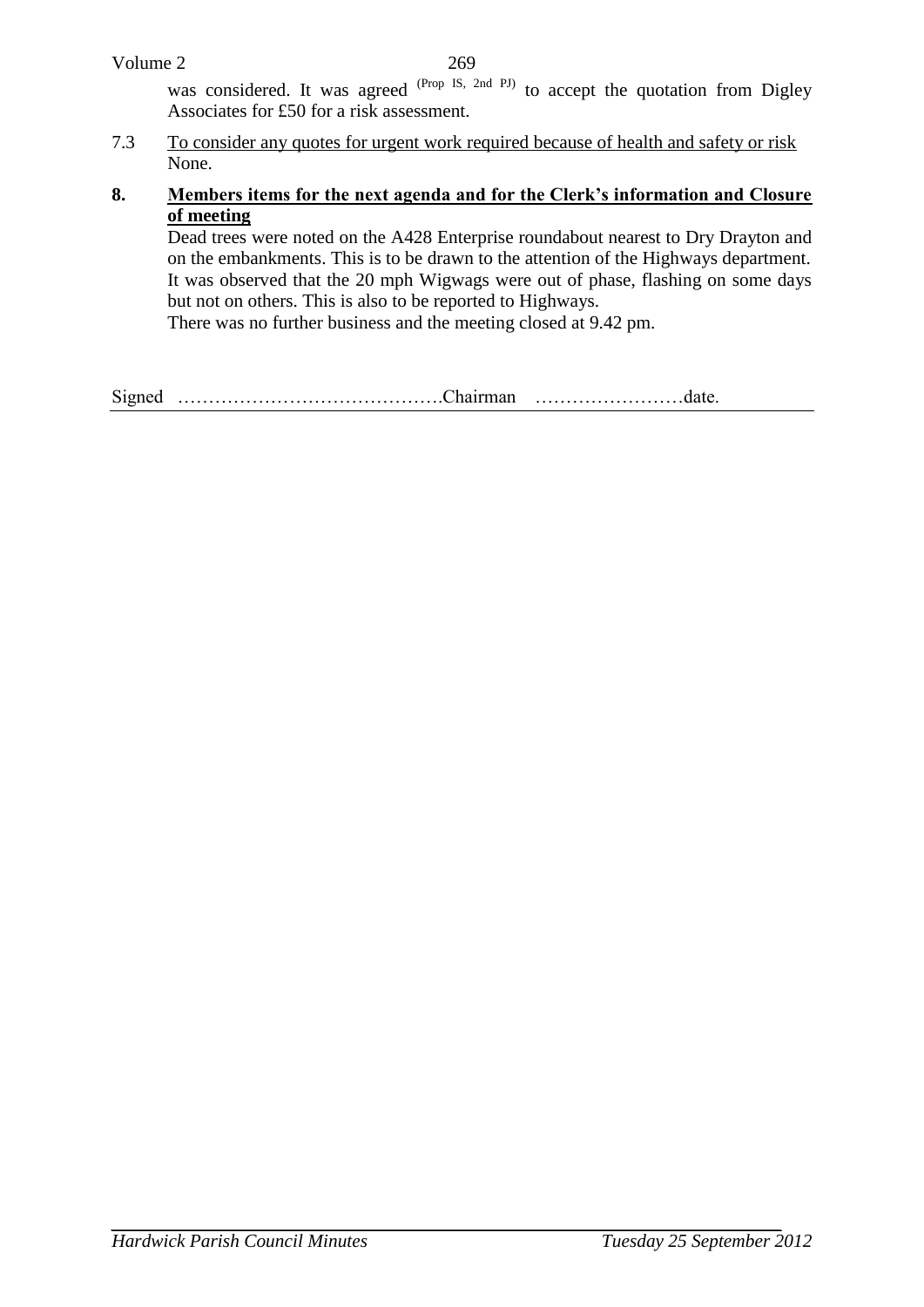was considered. It was agreed (Prop IS, 2nd PJ) to accept the quotation from Digley Associates for £50 for a risk assessment.

7.3 To consider any quotes for urgent work required because of health and safety or risk

None.

**8. Members items for the next agenda and for the Clerk's information and Closure of meeting**

Dead trees were noted on the A428 Enterprise roundabout nearest to Dry Drayton and on the embankments. This is to be drawn to the attention of the Highways department. It was observed that the 20 mph Wigwags were out of phase, flashing on some days but not on others. This is also to be reported to Highways.

There was no further business and the meeting closed at 9.42 pm.

Signed …………………………………….Chairman ……………………date.